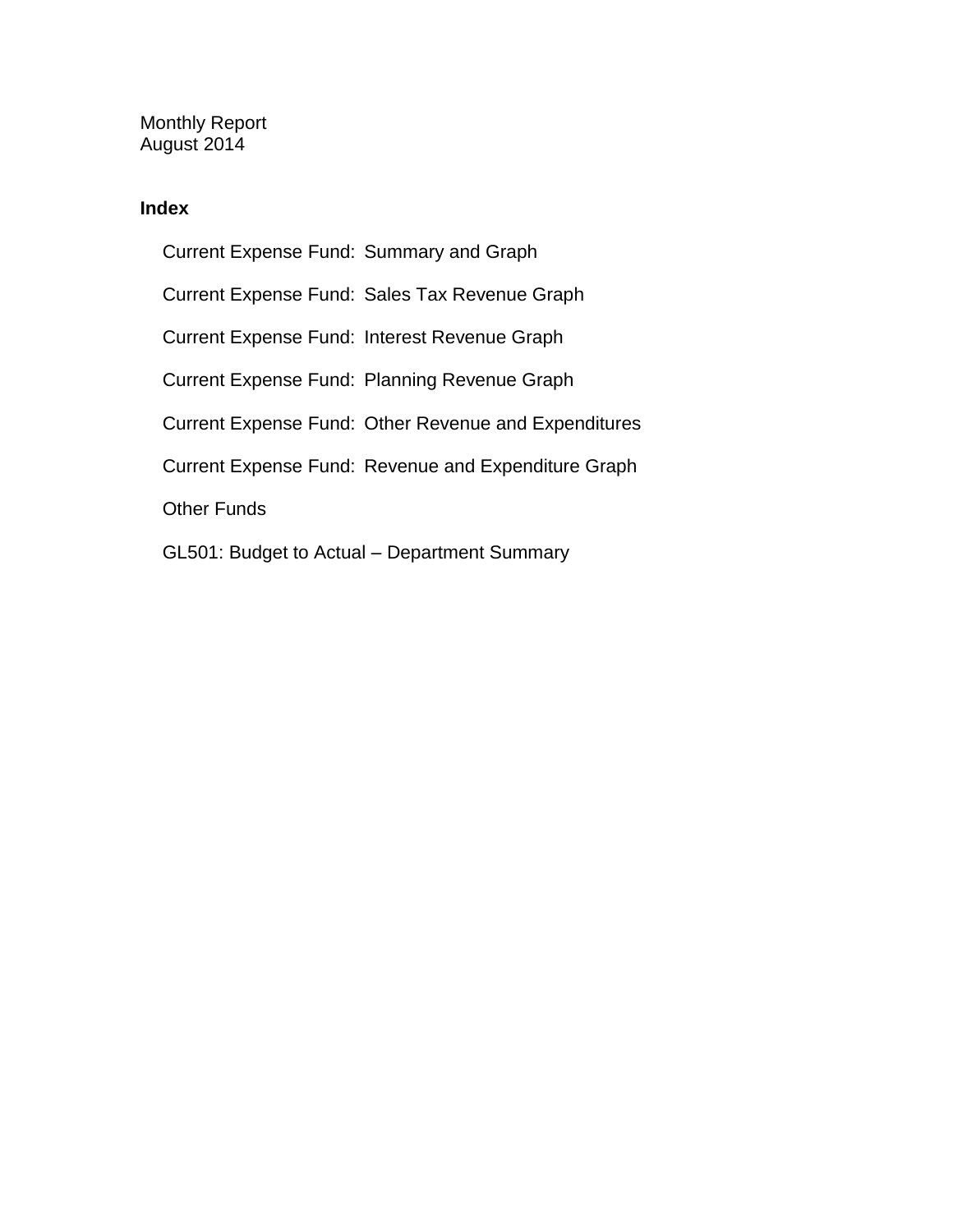Monthly Report
August 2014

**Index**

- Current Expense Fund: Summary and Graph
- Current Expense Fund: Sales Tax Revenue Graph
- Current Expense Fund: Interest Revenue Graph
- Current Expense Fund: Planning Revenue Graph
- Current Expense Fund: Other Revenue and Expenditures
- Current Expense Fund: Revenue and Expenditure Graph
- Other Funds
- GL501: Budget to Actual – Department Summary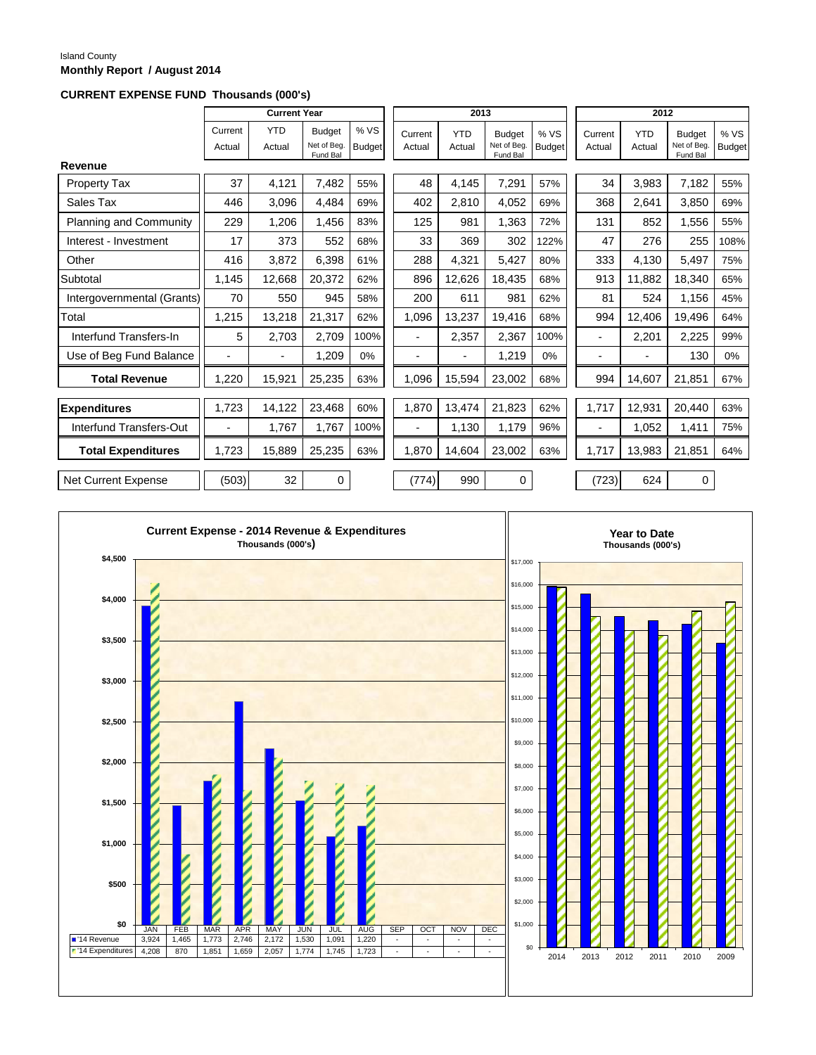Island County

**Monthly Report / August 2014**

**CURRENT EXPENSE FUND Thousands (000's)**

| | Current Year | | | | 2013 | | | | 2012 | | | |
|---|---|---|---|---|---|---|---|---|---|---|---|---|
| | Current Actual | YTD Actual | Budget Net of Beg. Fund Bal | % VS Budget | Current Actual | YTD Actual | Budget Net of Beg. Fund Bal | % VS Budget | Current Actual | YTD Actual | Budget Net of Beg. Fund Bal | % VS Budget |
| **Revenue** | | | | | | | | | | | | |
| Property Tax | 37 | 4,121 | 7,482 | 55% | 48 | 4,145 | 7,291 | 57% | 34 | 3,983 | 7,182 | 55% |
| Sales Tax | 446 | 3,096 | 4,484 | 69% | 402 | 2,810 | 4,052 | 69% | 368 | 2,641 | 3,850 | 69% |
| Planning and Community | 229 | 1,206 | 1,456 | 83% | 125 | 981 | 1,363 | 72% | 131 | 852 | 1,556 | 55% |
| Interest - Investment | 17 | 373 | 552 | 68% | 33 | 369 | 302 | 122% | 47 | 276 | 255 | 108% |
| Other | 416 | 3,872 | 6,398 | 61% | 288 | 4,321 | 5,427 | 80% | 333 | 4,130 | 5,497 | 75% |
| Subtotal | 1,145 | 12,668 | 20,372 | 62% | 896 | 12,626 | 18,435 | 68% | 913 | 11,882 | 18,340 | 65% |
| Intergovernmental (Grants) | 70 | 550 | 945 | 58% | 200 | 611 | 981 | 62% | 81 | 524 | 1,156 | 45% |
| Total | 1,215 | 13,218 | 21,317 | 62% | 1,096 | 13,237 | 19,416 | 68% | 994 | 12,406 | 19,496 | 64% |
| Interfund Transfers-In | 5 | 2,703 | 2,709 | 100% | - | 2,357 | 2,367 | 100% | - | 2,201 | 2,225 | 99% |
| Use of Beg Fund Balance | - | - | 1,209 | 0% | - | - | 1,219 | 0% | - | - | 130 | 0% |
| **Total Revenue** | 1,220 | 15,921 | 25,235 | 63% | 1,096 | 15,594 | 23,002 | 68% | 994 | 14,607 | 21,851 | 67% |
| **Expenditures** | 1,723 | 14,122 | 23,468 | 60% | 1,870 | 13,474 | 21,823 | 62% | 1,717 | 12,931 | 20,440 | 63% |
| Interfund Transfers-Out | - | 1,767 | 1,767 | 100% | - | 1,130 | 1,179 | 96% | - | 1,052 | 1,411 | 75% |
| **Total Expenditures** | 1,723 | 15,889 | 25,235 | 63% | 1,870 | 14,604 | 23,002 | 63% | 1,717 | 13,983 | 21,851 | 64% |
| Net Current Expense | (503) | 32 | 0 | | (774) | 990 | 0 | | (723) | 624 | 0 | |

**Current Expense - 2014 Revenue & Expenditures**
Thousands (000's)

| | JAN | FEB | MAR | APR | MAY | JUN | JUL | AUG | SEP | OCT | NOV | DEC |
|---|---|---|---|---|---|---|---|---|---|---|---|---|
| '14 Revenue | 3,924 | 1,465 | 1,773 | 2,746 | 2,172 | 1,530 | 1,091 | 1,220 | - | - | - | - |
| '14 Expenditures | 4,208 | 870 | 1,851 | 1,659 | 2,057 | 1,774 | 1,745 | 1,723 | - | - | - | - |

**Year to Date**
Thousands (000's)

Years: 2014, 2013, 2012, 2011, 2010, 2009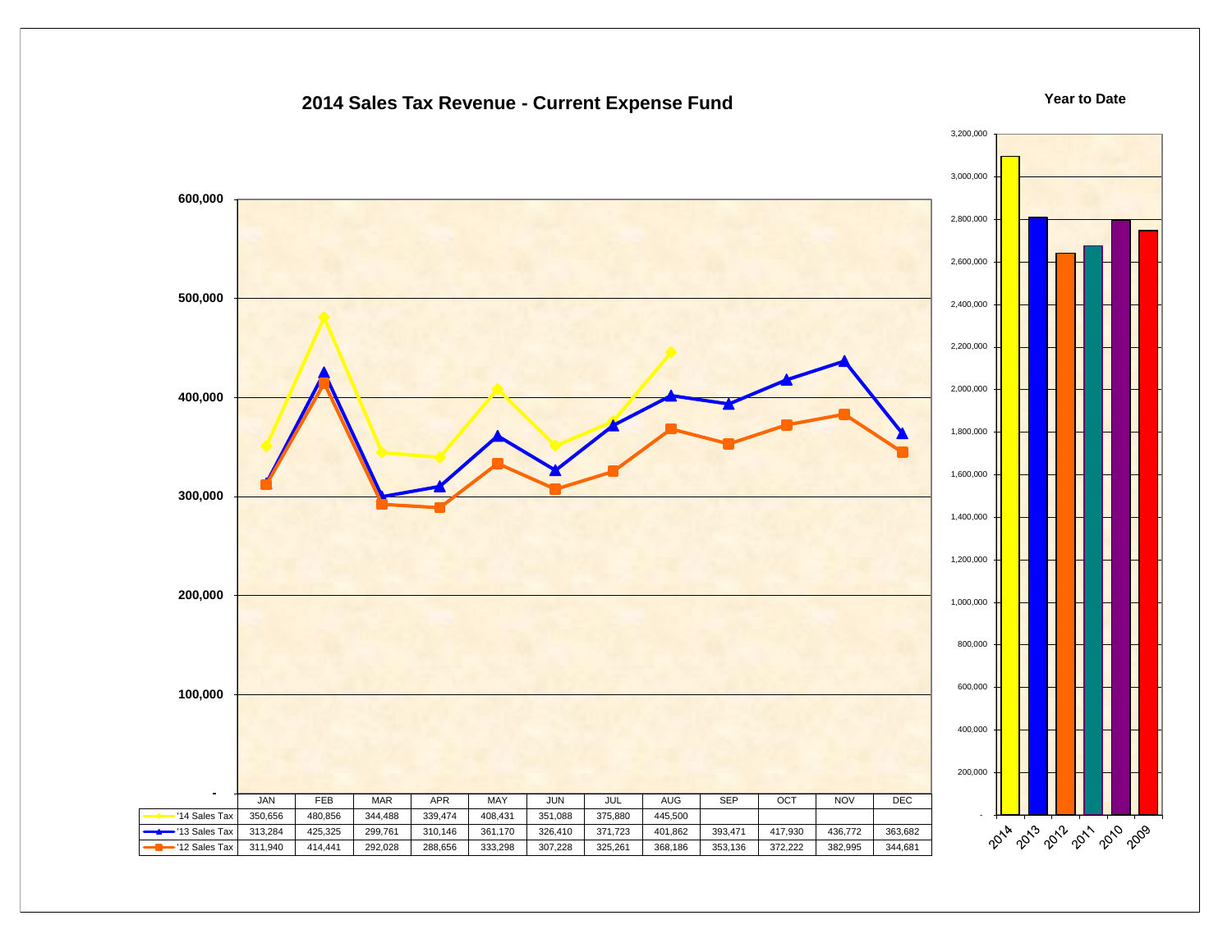## 2014 Sales Tax Revenue - Current Expense Fund

| | JAN | FEB | MAR | APR | MAY | JUN | JUL | AUG | SEP | OCT | NOV | DEC |
|---|---|---|---|---|---|---|---|---|---|---|---|---|
| '14 Sales Tax | 350,656 | 480,856 | 344,488 | 339,474 | 408,431 | 351,088 | 375,880 | 445,500 | | | | |
| '13 Sales Tax | 313,284 | 425,325 | 299,761 | 310,146 | 361,170 | 326,410 | 371,723 | 401,862 | 393,471 | 417,930 | 436,772 | 363,682 |
| '12 Sales Tax | 311,940 | 414,441 | 292,028 | 288,656 | 333,298 | 307,228 | 325,261 | 368,186 | 353,136 | 372,222 | 382,995 | 344,681 |

**Year to Date**

Years shown: 2014, 2013, 2012, 2011, 2010, 2009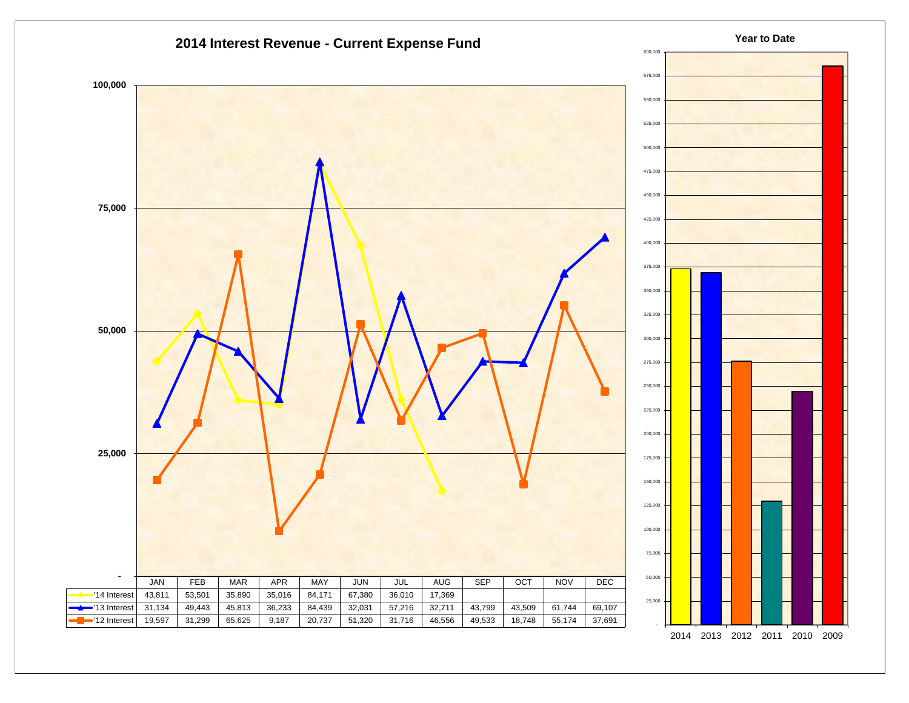## 2014 Interest Revenue - Current Expense Fund

| | JAN | FEB | MAR | APR | MAY | JUN | JUL | AUG | SEP | OCT | NOV | DEC |
|---|---|---|---|---|---|---|---|---|---|---|---|---|
| '14 Interest | 43,811 | 53,501 | 35,890 | 35,016 | 84,171 | 67,380 | 36,010 | 17,369 | | | | |
| '13 Interest | 31,134 | 49,443 | 45,813 | 36,233 | 84,439 | 32,031 | 57,216 | 32,711 | 43,799 | 43,509 | 61,744 | 69,107 |
| '12 Interest | 19,597 | 31,299 | 65,625 | 9,187 | 20,737 | 51,320 | 31,716 | 46,556 | 49,533 | 18,748 | 55,174 | 37,691 |

### Year to Date

2014, 2013, 2012, 2011, 2010, 2009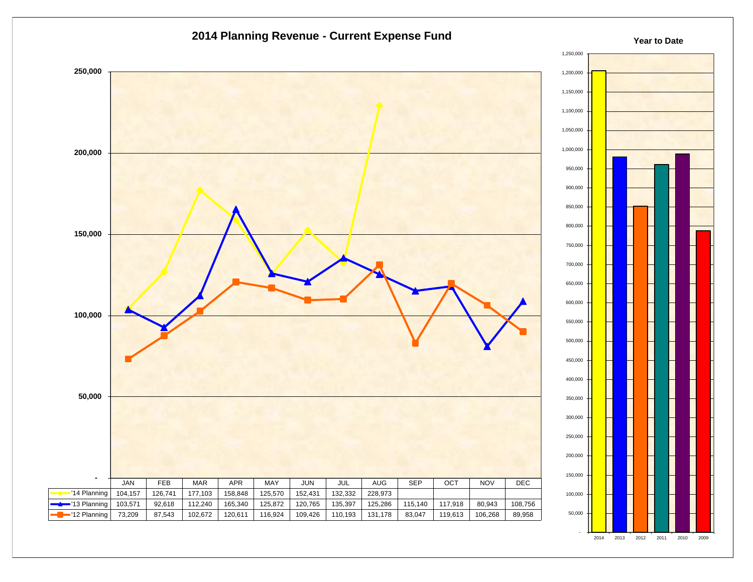# 2014 Planning Revenue - Current Expense Fund

| | JAN | FEB | MAR | APR | MAY | JUN | JUL | AUG | SEP | OCT | NOV | DEC |
|---|---|---|---|---|---|---|---|---|---|---|---|---|
| '14 Planning | 104,157 | 126,741 | 177,103 | 158,848 | 125,570 | 152,431 | 132,332 | 228,973 | | | | |
| '13 Planning | 103,571 | 92,618 | 112,240 | 165,340 | 125,872 | 120,765 | 135,397 | 125,286 | 115,140 | 117,918 | 80,943 | 108,756 |
| '12 Planning | 73,209 | 87,543 | 102,672 | 120,611 | 116,924 | 109,426 | 110,193 | 131,178 | 83,047 | 119,613 | 106,268 | 89,958 |

## Year to Date

Years shown: 2014, 2013, 2012, 2011, 2010, 2009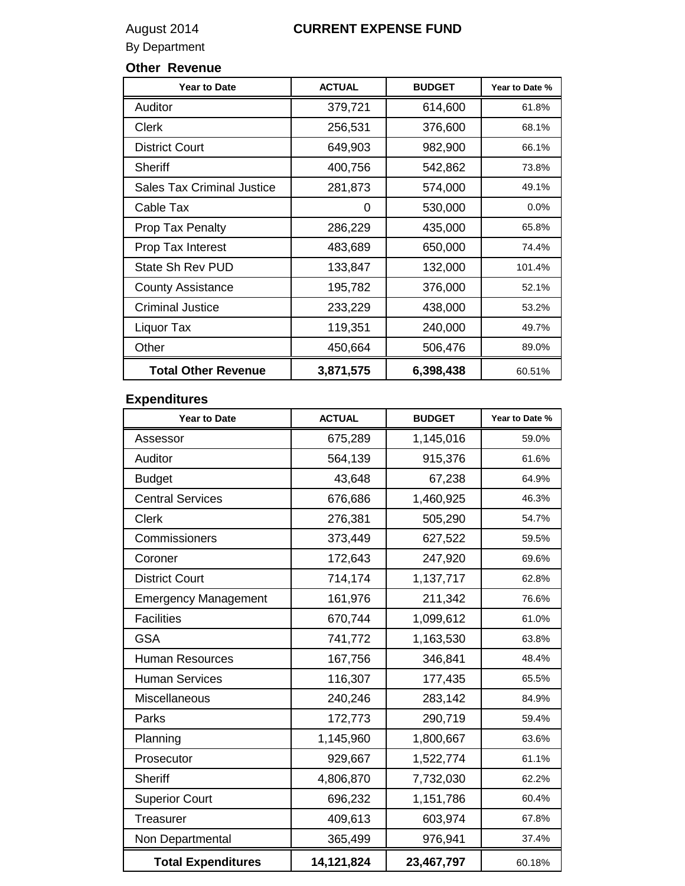August 2014 **CURRENT EXPENSE FUND**

By Department

### Other Revenue

| Year to Date | ACTUAL | BUDGET | Year to Date % |
|---|---|---|---|
| Auditor | 379,721 | 614,600 | 61.8% |
| Clerk | 256,531 | 376,600 | 68.1% |
| District Court | 649,903 | 982,900 | 66.1% |
| Sheriff | 400,756 | 542,862 | 73.8% |
| Sales Tax Criminal Justice | 281,873 | 574,000 | 49.1% |
| Cable Tax | 0 | 530,000 | 0.0% |
| Prop Tax Penalty | 286,229 | 435,000 | 65.8% |
| Prop Tax Interest | 483,689 | 650,000 | 74.4% |
| State Sh Rev PUD | 133,847 | 132,000 | 101.4% |
| County Assistance | 195,782 | 376,000 | 52.1% |
| Criminal Justice | 233,229 | 438,000 | 53.2% |
| Liquor Tax | 119,351 | 240,000 | 49.7% |
| Other | 450,664 | 506,476 | 89.0% |
| **Total Other Revenue** | **3,871,575** | **6,398,438** | 60.51% |

### Expenditures

| Year to Date | ACTUAL | BUDGET | Year to Date % |
|---|---|---|---|
| Assessor | 675,289 | 1,145,016 | 59.0% |
| Auditor | 564,139 | 915,376 | 61.6% |
| Budget | 43,648 | 67,238 | 64.9% |
| Central Services | 676,686 | 1,460,925 | 46.3% |
| Clerk | 276,381 | 505,290 | 54.7% |
| Commissioners | 373,449 | 627,522 | 59.5% |
| Coroner | 172,643 | 247,920 | 69.6% |
| District Court | 714,174 | 1,137,717 | 62.8% |
| Emergency Management | 161,976 | 211,342 | 76.6% |
| Facilities | 670,744 | 1,099,612 | 61.0% |
| GSA | 741,772 | 1,163,530 | 63.8% |
| Human Resources | 167,756 | 346,841 | 48.4% |
| Human Services | 116,307 | 177,435 | 65.5% |
| Miscellaneous | 240,246 | 283,142 | 84.9% |
| Parks | 172,773 | 290,719 | 59.4% |
| Planning | 1,145,960 | 1,800,667 | 63.6% |
| Prosecutor | 929,667 | 1,522,774 | 61.1% |
| Sheriff | 4,806,870 | 7,732,030 | 62.2% |
| Superior Court | 696,232 | 1,151,786 | 60.4% |
| Treasurer | 409,613 | 603,974 | 67.8% |
| Non Departmental | 365,499 | 976,941 | 37.4% |
| **Total Expenditures** | **14,121,824** | **23,467,797** | 60.18% |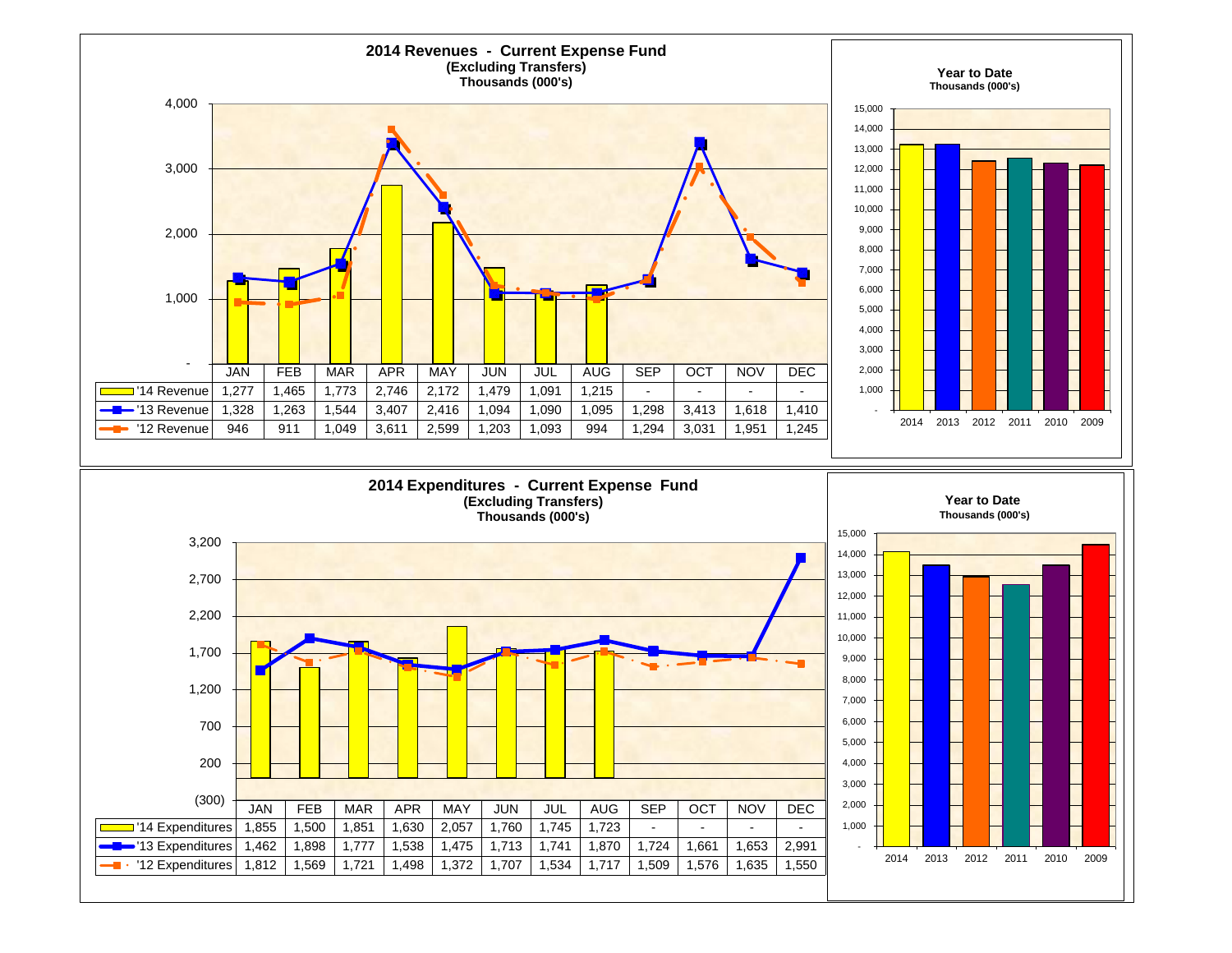## 2014 Revenues - Current Expense Fund
**(Excluding Transfers)**
**Thousands (000's)**

| | JAN | FEB | MAR | APR | MAY | JUN | JUL | AUG | SEP | OCT | NOV | DEC |
|---|---|---|---|---|---|---|---|---|---|---|---|---|
| '14 Revenue | 1,277 | 1,465 | 1,773 | 2,746 | 2,172 | 1,479 | 1,091 | 1,215 | - | - | - | - |
| '13 Revenue | 1,328 | 1,263 | 1,544 | 3,407 | 2,416 | 1,094 | 1,090 | 1,095 | 1,298 | 3,413 | 1,618 | 1,410 |
| '12 Revenue | 946 | 911 | 1,049 | 3,611 | 2,599 | 1,203 | 1,093 | 994 | 1,294 | 3,031 | 1,951 | 1,245 |

**Year to Date**
**Thousands (000's)**

Bar chart of year-to-date revenues for 2014, 2013, 2012, 2011, 2010, 2009 (scale 0–15,000).

## 2014 Expenditures - Current Expense Fund
**(Excluding Transfers)**
**Thousands (000's)**

| | JAN | FEB | MAR | APR | MAY | JUN | JUL | AUG | SEP | OCT | NOV | DEC |
|---|---|---|---|---|---|---|---|---|---|---|---|---|
| '14 Expenditures | 1,855 | 1,500 | 1,851 | 1,630 | 2,057 | 1,760 | 1,745 | 1,723 | - | - | - | - |
| '13 Expenditures | 1,462 | 1,898 | 1,777 | 1,538 | 1,475 | 1,713 | 1,741 | 1,870 | 1,724 | 1,661 | 1,653 | 2,991 |
| '12 Expenditures | 1,812 | 1,569 | 1,721 | 1,498 | 1,372 | 1,707 | 1,534 | 1,717 | 1,509 | 1,576 | 1,635 | 1,550 |

**Year to Date**
**Thousands (000's)**

Bar chart of year-to-date expenditures for 2014, 2013, 2012, 2011, 2010, 2009 (scale 0–15,000).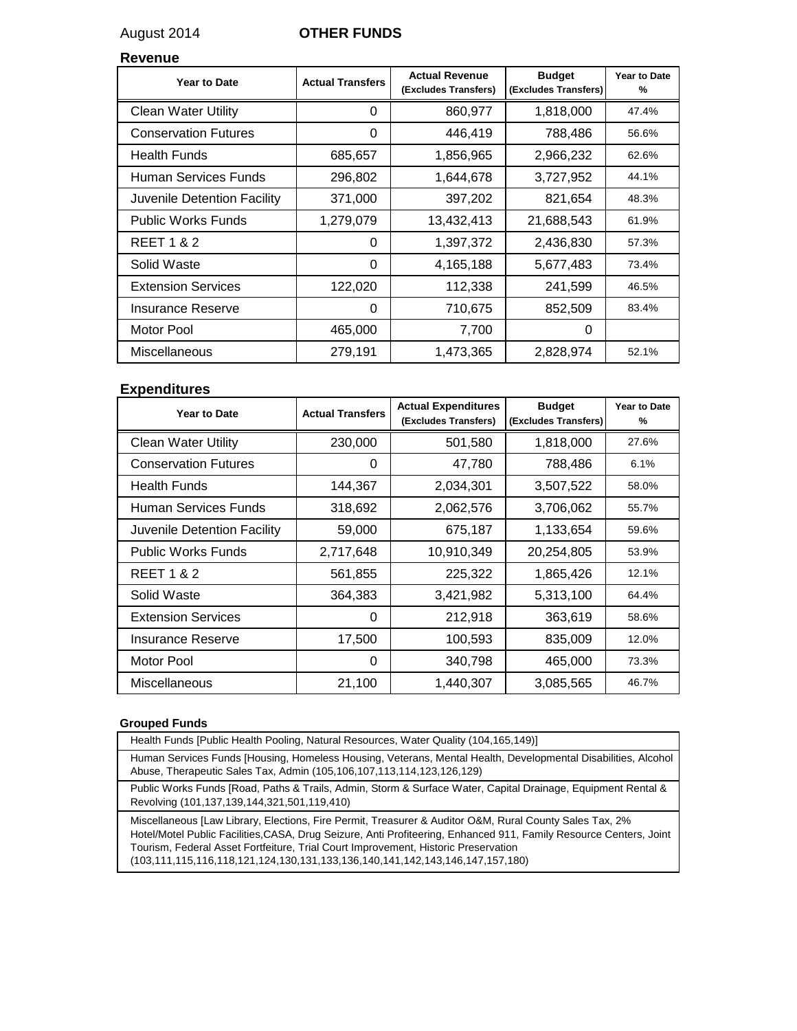August 2014 **OTHER FUNDS**

## Revenue

| Year to Date | Actual Transfers | Actual Revenue (Excludes Transfers) | Budget (Excludes Transfers) | Year to Date % |
|---|---|---|---|---|
| Clean Water Utility | 0 | 860,977 | 1,818,000 | 47.4% |
| Conservation Futures | 0 | 446,419 | 788,486 | 56.6% |
| Health Funds | 685,657 | 1,856,965 | 2,966,232 | 62.6% |
| Human Services Funds | 296,802 | 1,644,678 | 3,727,952 | 44.1% |
| Juvenile Detention Facility | 371,000 | 397,202 | 821,654 | 48.3% |
| Public Works Funds | 1,279,079 | 13,432,413 | 21,688,543 | 61.9% |
| REET 1 & 2 | 0 | 1,397,372 | 2,436,830 | 57.3% |
| Solid Waste | 0 | 4,165,188 | 5,677,483 | 73.4% |
| Extension Services | 122,020 | 112,338 | 241,599 | 46.5% |
| Insurance Reserve | 0 | 710,675 | 852,509 | 83.4% |
| Motor Pool | 465,000 | 7,700 | 0 | |
| Miscellaneous | 279,191 | 1,473,365 | 2,828,974 | 52.1% |

## Expenditures

| Year to Date | Actual Transfers | Actual Expenditures (Excludes Transfers) | Budget (Excludes Transfers) | Year to Date % |
|---|---|---|---|---|
| Clean Water Utility | 230,000 | 501,580 | 1,818,000 | 27.6% |
| Conservation Futures | 0 | 47,780 | 788,486 | 6.1% |
| Health Funds | 144,367 | 2,034,301 | 3,507,522 | 58.0% |
| Human Services Funds | 318,692 | 2,062,576 | 3,706,062 | 55.7% |
| Juvenile Detention Facility | 59,000 | 675,187 | 1,133,654 | 59.6% |
| Public Works Funds | 2,717,648 | 10,910,349 | 20,254,805 | 53.9% |
| REET 1 & 2 | 561,855 | 225,322 | 1,865,426 | 12.1% |
| Solid Waste | 364,383 | 3,421,982 | 5,313,100 | 64.4% |
| Extension Services | 0 | 212,918 | 363,619 | 58.6% |
| Insurance Reserve | 17,500 | 100,593 | 835,009 | 12.0% |
| Motor Pool | 0 | 340,798 | 465,000 | 73.3% |
| Miscellaneous | 21,100 | 1,440,307 | 3,085,565 | 46.7% |

### Grouped Funds

| |
|---|
| Health Funds [Public Health Pooling, Natural Resources, Water Quality (104,165,149)] |
| Human Services Funds [Housing, Homeless Housing, Veterans, Mental Health, Developmental Disabilities, Alcohol Abuse, Therapeutic Sales Tax, Admin (105,106,107,113,114,123,126,129) |
| Public Works Funds [Road, Paths & Trails, Admin, Storm & Surface Water, Capital Drainage, Equipment Rental & Revolving (101,137,139,144,321,501,119,410) |
| Miscellaneous [Law Library, Elections, Fire Permit, Treasurer & Auditor O&M, Rural County Sales Tax, 2% Hotel/Motel Public Facilities,CASA, Drug Seizure, Anti Profiteering, Enhanced 911, Family Resource Centers, Joint Tourism, Federal Asset Fortfeiture, Trial Court Improvement, Historic Preservation (103,111,115,116,118,121,124,130,131,133,136,140,141,142,143,146,147,157,180) |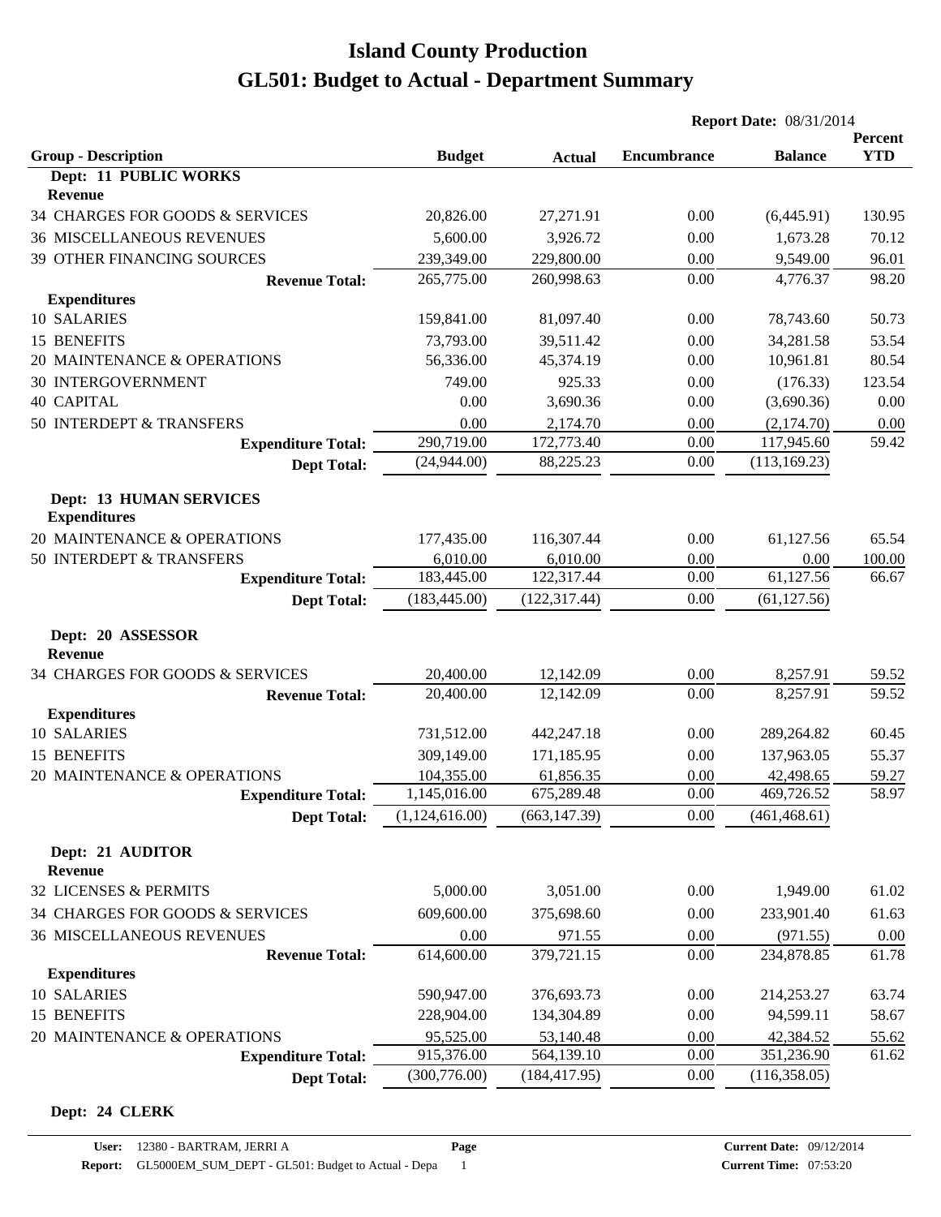# Island County Production
# GL501: Budget to Actual - Department Summary

**Report Date:** 08/31/2014

| Group - Description | Budget | Actual | Encumbrance | Balance | Percent YTD |
|---|---|---|---|---|---|
| **Dept: 11 PUBLIC WORKS** | | | | | |
| **Revenue** | | | | | |
| 34 CHARGES FOR GOODS & SERVICES | 20,826.00 | 27,271.91 | 0.00 | (6,445.91) | 130.95 |
| 36 MISCELLANEOUS REVENUES | 5,600.00 | 3,926.72 | 0.00 | 1,673.28 | 70.12 |
| 39 OTHER FINANCING SOURCES | 239,349.00 | 229,800.00 | 0.00 | 9,549.00 | 96.01 |
| **Revenue Total:** | 265,775.00 | 260,998.63 | 0.00 | 4,776.37 | 98.20 |
| **Expenditures** | | | | | |
| 10 SALARIES | 159,841.00 | 81,097.40 | 0.00 | 78,743.60 | 50.73 |
| 15 BENEFITS | 73,793.00 | 39,511.42 | 0.00 | 34,281.58 | 53.54 |
| 20 MAINTENANCE & OPERATIONS | 56,336.00 | 45,374.19 | 0.00 | 10,961.81 | 80.54 |
| 30 INTERGOVERNMENT | 749.00 | 925.33 | 0.00 | (176.33) | 123.54 |
| 40 CAPITAL | 0.00 | 3,690.36 | 0.00 | (3,690.36) | 0.00 |
| 50 INTERDEPT & TRANSFERS | 0.00 | 2,174.70 | 0.00 | (2,174.70) | 0.00 |
| **Expenditure Total:** | 290,719.00 | 172,773.40 | 0.00 | 117,945.60 | 59.42 |
| **Dept Total:** | (24,944.00) | 88,225.23 | 0.00 | (113,169.23) | |
| **Dept: 13 HUMAN SERVICES** | | | | | |
| **Expenditures** | | | | | |
| 20 MAINTENANCE & OPERATIONS | 177,435.00 | 116,307.44 | 0.00 | 61,127.56 | 65.54 |
| 50 INTERDEPT & TRANSFERS | 6,010.00 | 6,010.00 | 0.00 | 0.00 | 100.00 |
| **Expenditure Total:** | 183,445.00 | 122,317.44 | 0.00 | 61,127.56 | 66.67 |
| **Dept Total:** | (183,445.00) | (122,317.44) | 0.00 | (61,127.56) | |
| **Dept: 20 ASSESSOR** | | | | | |
| **Revenue** | | | | | |
| 34 CHARGES FOR GOODS & SERVICES | 20,400.00 | 12,142.09 | 0.00 | 8,257.91 | 59.52 |
| **Revenue Total:** | 20,400.00 | 12,142.09 | 0.00 | 8,257.91 | 59.52 |
| **Expenditures** | | | | | |
| 10 SALARIES | 731,512.00 | 442,247.18 | 0.00 | 289,264.82 | 60.45 |
| 15 BENEFITS | 309,149.00 | 171,185.95 | 0.00 | 137,963.05 | 55.37 |
| 20 MAINTENANCE & OPERATIONS | 104,355.00 | 61,856.35 | 0.00 | 42,498.65 | 59.27 |
| **Expenditure Total:** | 1,145,016.00 | 675,289.48 | 0.00 | 469,726.52 | 58.97 |
| **Dept Total:** | (1,124,616.00) | (663,147.39) | 0.00 | (461,468.61) | |
| **Dept: 21 AUDITOR** | | | | | |
| **Revenue** | | | | | |
| 32 LICENSES & PERMITS | 5,000.00 | 3,051.00 | 0.00 | 1,949.00 | 61.02 |
| 34 CHARGES FOR GOODS & SERVICES | 609,600.00 | 375,698.60 | 0.00 | 233,901.40 | 61.63 |
| 36 MISCELLANEOUS REVENUES | 0.00 | 971.55 | 0.00 | (971.55) | 0.00 |
| **Revenue Total:** | 614,600.00 | 379,721.15 | 0.00 | 234,878.85 | 61.78 |
| **Expenditures** | | | | | |
| 10 SALARIES | 590,947.00 | 376,693.73 | 0.00 | 214,253.27 | 63.74 |
| 15 BENEFITS | 228,904.00 | 134,304.89 | 0.00 | 94,599.11 | 58.67 |
| 20 MAINTENANCE & OPERATIONS | 95,525.00 | 53,140.48 | 0.00 | 42,384.52 | 55.62 |
| **Expenditure Total:** | 915,376.00 | 564,139.10 | 0.00 | 351,236.90 | 61.62 |
| **Dept Total:** | (300,776.00) | (184,417.95) | 0.00 | (116,358.05) | |
| **Dept: 24 CLERK** | | | | | |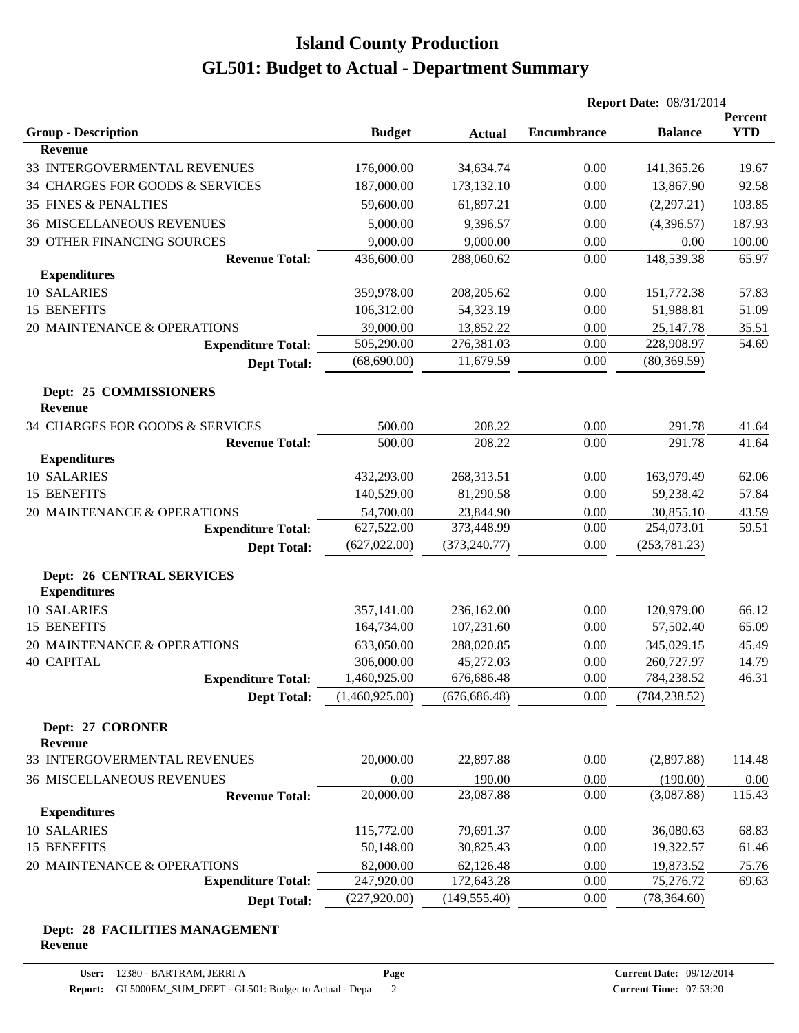# Island County Production
# GL501: Budget to Actual - Department Summary

**Report Date:** 08/31/2014

| Group - Description | Budget | Actual | Encumbrance | Balance | Percent YTD |
|---|---|---|---|---|---|
| **Revenue** | | | | | |
| 33 INTERGOVERMENTAL REVENUES | 176,000.00 | 34,634.74 | 0.00 | 141,365.26 | 19.67 |
| 34 CHARGES FOR GOODS & SERVICES | 187,000.00 | 173,132.10 | 0.00 | 13,867.90 | 92.58 |
| 35 FINES & PENALTIES | 59,600.00 | 61,897.21 | 0.00 | (2,297.21) | 103.85 |
| 36 MISCELLANEOUS REVENUES | 5,000.00 | 9,396.57 | 0.00 | (4,396.57) | 187.93 |
| 39 OTHER FINANCING SOURCES | 9,000.00 | 9,000.00 | 0.00 | 0.00 | 100.00 |
| **Revenue Total:** | 436,600.00 | 288,060.62 | 0.00 | 148,539.38 | 65.97 |
| **Expenditures** | | | | | |
| 10 SALARIES | 359,978.00 | 208,205.62 | 0.00 | 151,772.38 | 57.83 |
| 15 BENEFITS | 106,312.00 | 54,323.19 | 0.00 | 51,988.81 | 51.09 |
| 20 MAINTENANCE & OPERATIONS | 39,000.00 | 13,852.22 | 0.00 | 25,147.78 | 35.51 |
| **Expenditure Total:** | 505,290.00 | 276,381.03 | 0.00 | 228,908.97 | 54.69 |
| **Dept Total:** | (68,690.00) | 11,679.59 | 0.00 | (80,369.59) | |
| **Dept: 25 COMMISSIONERS** | | | | | |
| **Revenue** | | | | | |
| 34 CHARGES FOR GOODS & SERVICES | 500.00 | 208.22 | 0.00 | 291.78 | 41.64 |
| **Revenue Total:** | 500.00 | 208.22 | 0.00 | 291.78 | 41.64 |
| **Expenditures** | | | | | |
| 10 SALARIES | 432,293.00 | 268,313.51 | 0.00 | 163,979.49 | 62.06 |
| 15 BENEFITS | 140,529.00 | 81,290.58 | 0.00 | 59,238.42 | 57.84 |
| 20 MAINTENANCE & OPERATIONS | 54,700.00 | 23,844.90 | 0.00 | 30,855.10 | 43.59 |
| **Expenditure Total:** | 627,522.00 | 373,448.99 | 0.00 | 254,073.01 | 59.51 |
| **Dept Total:** | (627,022.00) | (373,240.77) | 0.00 | (253,781.23) | |
| **Dept: 26 CENTRAL SERVICES** | | | | | |
| **Expenditures** | | | | | |
| 10 SALARIES | 357,141.00 | 236,162.00 | 0.00 | 120,979.00 | 66.12 |
| 15 BENEFITS | 164,734.00 | 107,231.60 | 0.00 | 57,502.40 | 65.09 |
| 20 MAINTENANCE & OPERATIONS | 633,050.00 | 288,020.85 | 0.00 | 345,029.15 | 45.49 |
| 40 CAPITAL | 306,000.00 | 45,272.03 | 0.00 | 260,727.97 | 14.79 |
| **Expenditure Total:** | 1,460,925.00 | 676,686.48 | 0.00 | 784,238.52 | 46.31 |
| **Dept Total:** | (1,460,925.00) | (676,686.48) | 0.00 | (784,238.52) | |
| **Dept: 27 CORONER** | | | | | |
| **Revenue** | | | | | |
| 33 INTERGOVERMENTAL REVENUES | 20,000.00 | 22,897.88 | 0.00 | (2,897.88) | 114.48 |
| 36 MISCELLANEOUS REVENUES | 0.00 | 190.00 | 0.00 | (190.00) | 0.00 |
| **Revenue Total:** | 20,000.00 | 23,087.88 | 0.00 | (3,087.88) | 115.43 |
| **Expenditures** | | | | | |
| 10 SALARIES | 115,772.00 | 79,691.37 | 0.00 | 36,080.63 | 68.83 |
| 15 BENEFITS | 50,148.00 | 30,825.43 | 0.00 | 19,322.57 | 61.46 |
| 20 MAINTENANCE & OPERATIONS | 82,000.00 | 62,126.48 | 0.00 | 19,873.52 | 75.76 |
| **Expenditure Total:** | 247,920.00 | 172,643.28 | 0.00 | 75,276.72 | 69.63 |
| **Dept Total:** | (227,920.00) | (149,555.40) | 0.00 | (78,364.60) | |
| **Dept: 28 FACILITIES MANAGEMENT** | | | | | |
| **Revenue** | | | | | |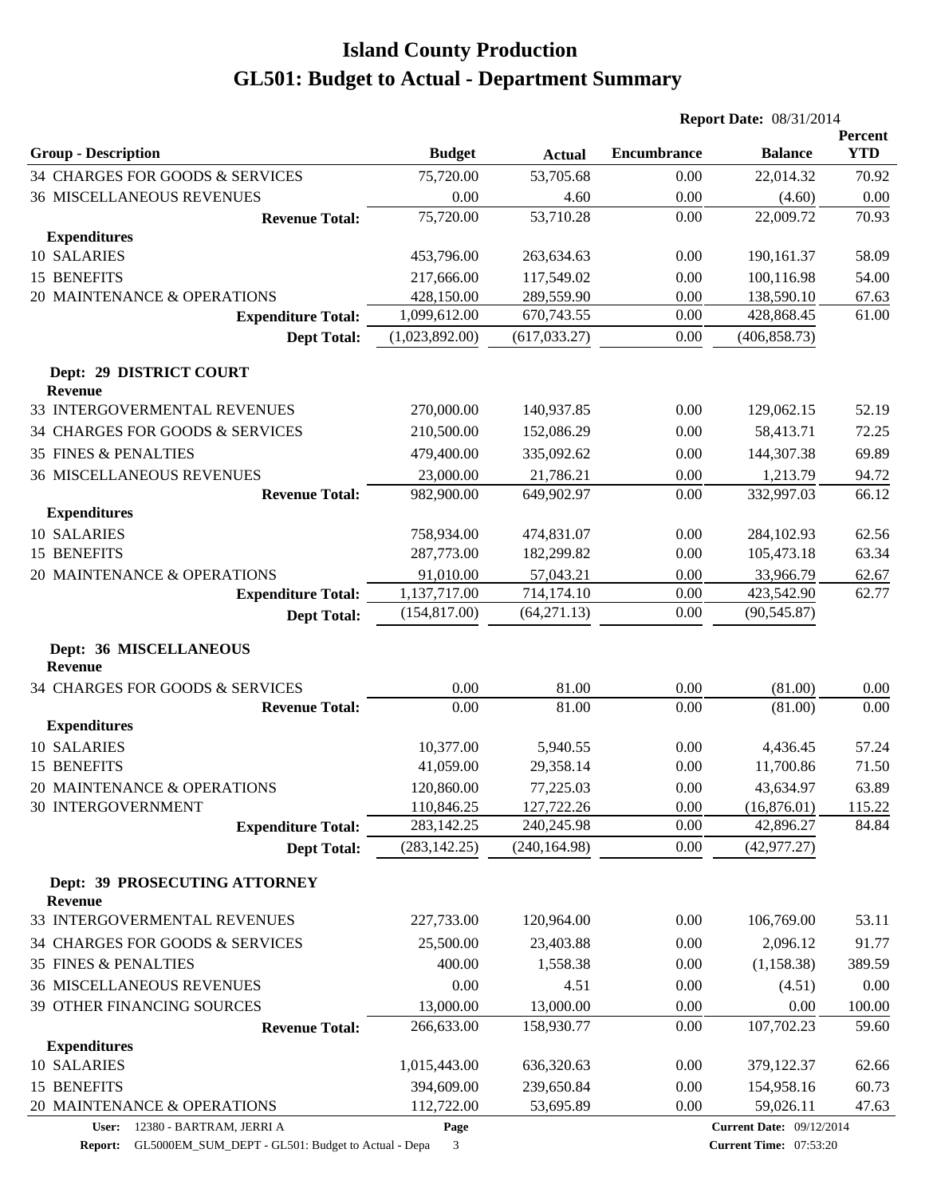# Island County Production
# GL501: Budget to Actual - Department Summary

**Report Date:** 08/31/2014

| Group - Description | Budget | Actual | Encumbrance | Balance | Percent YTD |
|---|---|---|---|---|---|
| 34 CHARGES FOR GOODS & SERVICES | 75,720.00 | 53,705.68 | 0.00 | 22,014.32 | 70.92 |
| 36 MISCELLANEOUS REVENUES | 0.00 | 4.60 | 0.00 | (4.60) | 0.00 |
| **Revenue Total:** | 75,720.00 | 53,710.28 | 0.00 | 22,009.72 | 70.93 |
| **Expenditures** | | | | | |
| 10 SALARIES | 453,796.00 | 263,634.63 | 0.00 | 190,161.37 | 58.09 |
| 15 BENEFITS | 217,666.00 | 117,549.02 | 0.00 | 100,116.98 | 54.00 |
| 20 MAINTENANCE & OPERATIONS | 428,150.00 | 289,559.90 | 0.00 | 138,590.10 | 67.63 |
| **Expenditure Total:** | 1,099,612.00 | 670,743.55 | 0.00 | 428,868.45 | 61.00 |
| **Dept Total:** | (1,023,892.00) | (617,033.27) | 0.00 | (406,858.73) | |
| **Dept: 29 DISTRICT COURT** | | | | | |
| **Revenue** | | | | | |
| 33 INTERGOVERMENTAL REVENUES | 270,000.00 | 140,937.85 | 0.00 | 129,062.15 | 52.19 |
| 34 CHARGES FOR GOODS & SERVICES | 210,500.00 | 152,086.29 | 0.00 | 58,413.71 | 72.25 |
| 35 FINES & PENALTIES | 479,400.00 | 335,092.62 | 0.00 | 144,307.38 | 69.89 |
| 36 MISCELLANEOUS REVENUES | 23,000.00 | 21,786.21 | 0.00 | 1,213.79 | 94.72 |
| **Revenue Total:** | 982,900.00 | 649,902.97 | 0.00 | 332,997.03 | 66.12 |
| **Expenditures** | | | | | |
| 10 SALARIES | 758,934.00 | 474,831.07 | 0.00 | 284,102.93 | 62.56 |
| 15 BENEFITS | 287,773.00 | 182,299.82 | 0.00 | 105,473.18 | 63.34 |
| 20 MAINTENANCE & OPERATIONS | 91,010.00 | 57,043.21 | 0.00 | 33,966.79 | 62.67 |
| **Expenditure Total:** | 1,137,717.00 | 714,174.10 | 0.00 | 423,542.90 | 62.77 |
| **Dept Total:** | (154,817.00) | (64,271.13) | 0.00 | (90,545.87) | |
| **Dept: 36 MISCELLANEOUS** | | | | | |
| **Revenue** | | | | | |
| 34 CHARGES FOR GOODS & SERVICES | 0.00 | 81.00 | 0.00 | (81.00) | 0.00 |
| **Revenue Total:** | 0.00 | 81.00 | 0.00 | (81.00) | 0.00 |
| **Expenditures** | | | | | |
| 10 SALARIES | 10,377.00 | 5,940.55 | 0.00 | 4,436.45 | 57.24 |
| 15 BENEFITS | 41,059.00 | 29,358.14 | 0.00 | 11,700.86 | 71.50 |
| 20 MAINTENANCE & OPERATIONS | 120,860.00 | 77,225.03 | 0.00 | 43,634.97 | 63.89 |
| 30 INTERGOVERNMENT | 110,846.25 | 127,722.26 | 0.00 | (16,876.01) | 115.22 |
| **Expenditure Total:** | 283,142.25 | 240,245.98 | 0.00 | 42,896.27 | 84.84 |
| **Dept Total:** | (283,142.25) | (240,164.98) | 0.00 | (42,977.27) | |
| **Dept: 39 PROSECUTING ATTORNEY** | | | | | |
| **Revenue** | | | | | |
| 33 INTERGOVERMENTAL REVENUES | 227,733.00 | 120,964.00 | 0.00 | 106,769.00 | 53.11 |
| 34 CHARGES FOR GOODS & SERVICES | 25,500.00 | 23,403.88 | 0.00 | 2,096.12 | 91.77 |
| 35 FINES & PENALTIES | 400.00 | 1,558.38 | 0.00 | (1,158.38) | 389.59 |
| 36 MISCELLANEOUS REVENUES | 0.00 | 4.51 | 0.00 | (4.51) | 0.00 |
| 39 OTHER FINANCING SOURCES | 13,000.00 | 13,000.00 | 0.00 | 0.00 | 100.00 |
| **Revenue Total:** | 266,633.00 | 158,930.77 | 0.00 | 107,702.23 | 59.60 |
| **Expenditures** | | | | | |
| 10 SALARIES | 1,015,443.00 | 636,320.63 | 0.00 | 379,122.37 | 62.66 |
| 15 BENEFITS | 394,609.00 | 239,650.84 | 0.00 | 154,958.16 | 60.73 |
| 20 MAINTENANCE & OPERATIONS | 112,722.00 | 53,695.89 | 0.00 | 59,026.11 | 47.63 |

**User:** 12380 - BARTRAM, JERRI A
**Report:** GL5000EM_SUM_DEPT - GL501: Budget to Actual - Depa
**Current Date:** 09/12/2014
**Current Time:** 07:53:20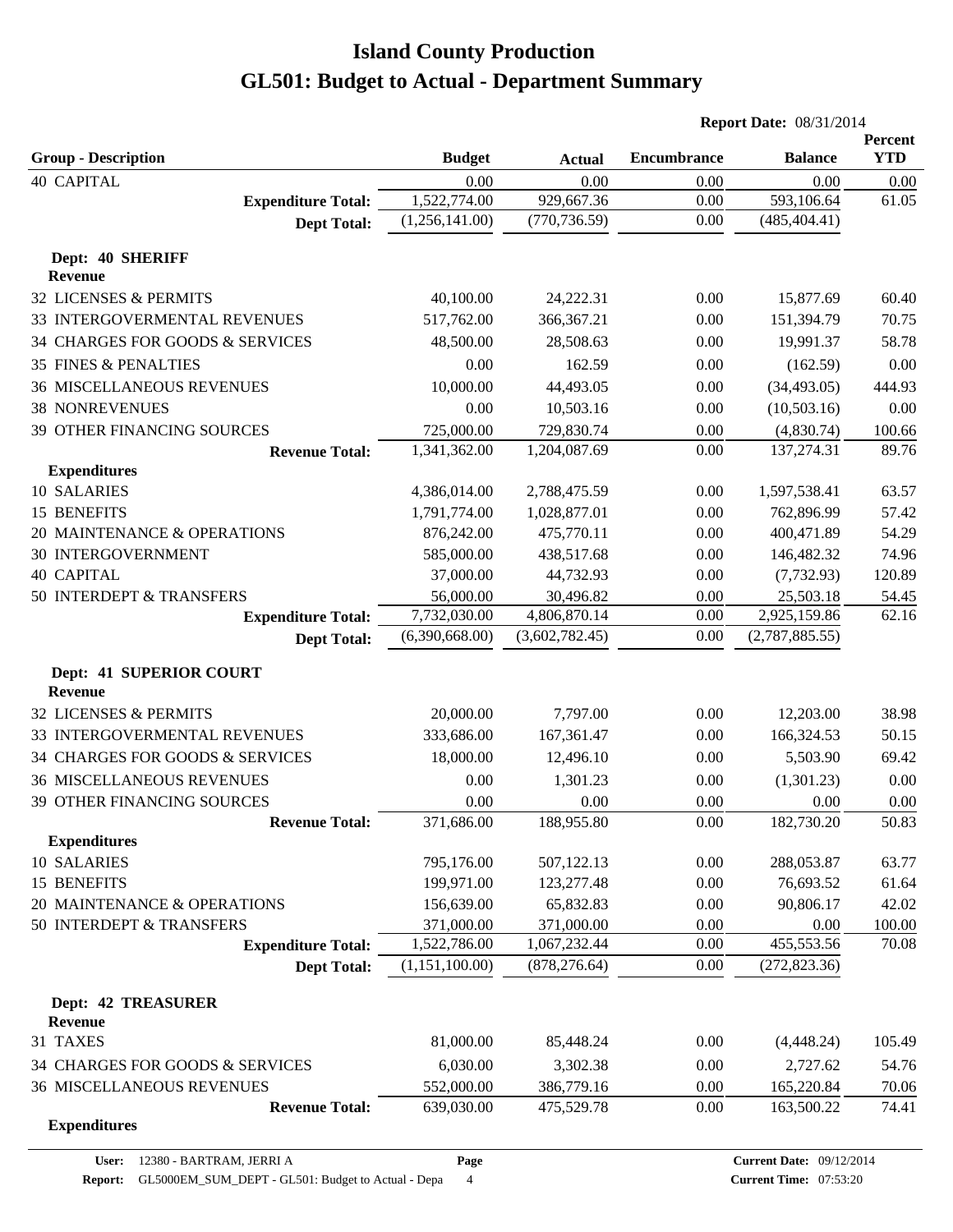# Island County Production
# GL501: Budget to Actual - Department Summary

**Report Date:** 08/31/2014

| Group - Description | Budget | Actual | Encumbrance | Balance | Percent YTD |
|---|---|---|---|---|---|
| 40 CAPITAL | 0.00 | 0.00 | 0.00 | 0.00 | 0.00 |
| **Expenditure Total:** | 1,522,774.00 | 929,667.36 | 0.00 | 593,106.64 | 61.05 |
| **Dept Total:** | (1,256,141.00) | (770,736.59) | 0.00 | (485,404.41) | |
| **Dept: 40 SHERIFF** | | | | | |
| **Revenue** | | | | | |
| 32 LICENSES & PERMITS | 40,100.00 | 24,222.31 | 0.00 | 15,877.69 | 60.40 |
| 33 INTERGOVERMENTAL REVENUES | 517,762.00 | 366,367.21 | 0.00 | 151,394.79 | 70.75 |
| 34 CHARGES FOR GOODS & SERVICES | 48,500.00 | 28,508.63 | 0.00 | 19,991.37 | 58.78 |
| 35 FINES & PENALTIES | 0.00 | 162.59 | 0.00 | (162.59) | 0.00 |
| 36 MISCELLANEOUS REVENUES | 10,000.00 | 44,493.05 | 0.00 | (34,493.05) | 444.93 |
| 38 NONREVENUES | 0.00 | 10,503.16 | 0.00 | (10,503.16) | 0.00 |
| 39 OTHER FINANCING SOURCES | 725,000.00 | 729,830.74 | 0.00 | (4,830.74) | 100.66 |
| **Revenue Total:** | 1,341,362.00 | 1,204,087.69 | 0.00 | 137,274.31 | 89.76 |
| **Expenditures** | | | | | |
| 10 SALARIES | 4,386,014.00 | 2,788,475.59 | 0.00 | 1,597,538.41 | 63.57 |
| 15 BENEFITS | 1,791,774.00 | 1,028,877.01 | 0.00 | 762,896.99 | 57.42 |
| 20 MAINTENANCE & OPERATIONS | 876,242.00 | 475,770.11 | 0.00 | 400,471.89 | 54.29 |
| 30 INTERGOVERNMENT | 585,000.00 | 438,517.68 | 0.00 | 146,482.32 | 74.96 |
| 40 CAPITAL | 37,000.00 | 44,732.93 | 0.00 | (7,732.93) | 120.89 |
| 50 INTERDEPT & TRANSFERS | 56,000.00 | 30,496.82 | 0.00 | 25,503.18 | 54.45 |
| **Expenditure Total:** | 7,732,030.00 | 4,806,870.14 | 0.00 | 2,925,159.86 | 62.16 |
| **Dept Total:** | (6,390,668.00) | (3,602,782.45) | 0.00 | (2,787,885.55) | |
| **Dept: 41 SUPERIOR COURT** | | | | | |
| **Revenue** | | | | | |
| 32 LICENSES & PERMITS | 20,000.00 | 7,797.00 | 0.00 | 12,203.00 | 38.98 |
| 33 INTERGOVERMENTAL REVENUES | 333,686.00 | 167,361.47 | 0.00 | 166,324.53 | 50.15 |
| 34 CHARGES FOR GOODS & SERVICES | 18,000.00 | 12,496.10 | 0.00 | 5,503.90 | 69.42 |
| 36 MISCELLANEOUS REVENUES | 0.00 | 1,301.23 | 0.00 | (1,301.23) | 0.00 |
| 39 OTHER FINANCING SOURCES | 0.00 | 0.00 | 0.00 | 0.00 | 0.00 |
| **Revenue Total:** | 371,686.00 | 188,955.80 | 0.00 | 182,730.20 | 50.83 |
| **Expenditures** | | | | | |
| 10 SALARIES | 795,176.00 | 507,122.13 | 0.00 | 288,053.87 | 63.77 |
| 15 BENEFITS | 199,971.00 | 123,277.48 | 0.00 | 76,693.52 | 61.64 |
| 20 MAINTENANCE & OPERATIONS | 156,639.00 | 65,832.83 | 0.00 | 90,806.17 | 42.02 |
| 50 INTERDEPT & TRANSFERS | 371,000.00 | 371,000.00 | 0.00 | 0.00 | 100.00 |
| **Expenditure Total:** | 1,522,786.00 | 1,067,232.44 | 0.00 | 455,553.56 | 70.08 |
| **Dept Total:** | (1,151,100.00) | (878,276.64) | 0.00 | (272,823.36) | |
| **Dept: 42 TREASURER** | | | | | |
| **Revenue** | | | | | |
| 31 TAXES | 81,000.00 | 85,448.24 | 0.00 | (4,448.24) | 105.49 |
| 34 CHARGES FOR GOODS & SERVICES | 6,030.00 | 3,302.38 | 0.00 | 2,727.62 | 54.76 |
| 36 MISCELLANEOUS REVENUES | 552,000.00 | 386,779.16 | 0.00 | 165,220.84 | 70.06 |
| **Revenue Total:** | 639,030.00 | 475,529.78 | 0.00 | 163,500.22 | 74.41 |
| **Expenditures** | | | | | |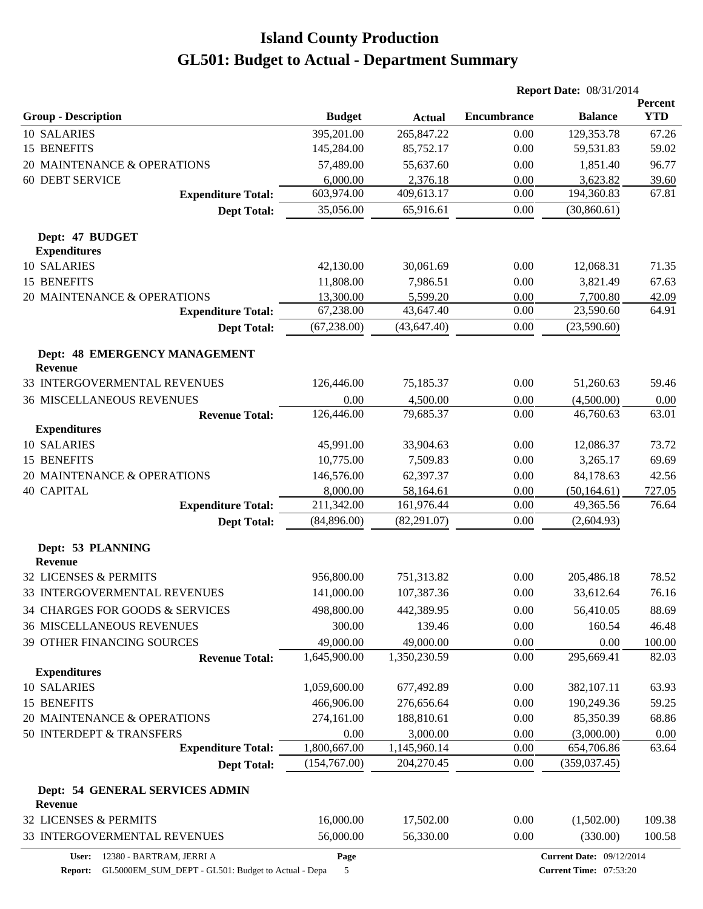# Island County Production
# GL501: Budget to Actual - Department Summary

**Report Date:** 08/31/2014

| Group - Description | Budget | Actual | Encumbrance | Balance | Percent YTD |
|---|---|---|---|---|---|
| 10 SALARIES | 395,201.00 | 265,847.22 | 0.00 | 129,353.78 | 67.26 |
| 15 BENEFITS | 145,284.00 | 85,752.17 | 0.00 | 59,531.83 | 59.02 |
| 20 MAINTENANCE & OPERATIONS | 57,489.00 | 55,637.60 | 0.00 | 1,851.40 | 96.77 |
| 60 DEBT SERVICE | 6,000.00 | 2,376.18 | 0.00 | 3,623.82 | 39.60 |
| **Expenditure Total:** | 603,974.00 | 409,613.17 | 0.00 | 194,360.83 | 67.81 |
| **Dept Total:** | 35,056.00 | 65,916.61 | 0.00 | (30,860.61) | |
| **Dept: 47 BUDGET** | | | | | |
| **Expenditures** | | | | | |
| 10 SALARIES | 42,130.00 | 30,061.69 | 0.00 | 12,068.31 | 71.35 |
| 15 BENEFITS | 11,808.00 | 7,986.51 | 0.00 | 3,821.49 | 67.63 |
| 20 MAINTENANCE & OPERATIONS | 13,300.00 | 5,599.20 | 0.00 | 7,700.80 | 42.09 |
| **Expenditure Total:** | 67,238.00 | 43,647.40 | 0.00 | 23,590.60 | 64.91 |
| **Dept Total:** | (67,238.00) | (43,647.40) | 0.00 | (23,590.60) | |
| **Dept: 48 EMERGENCY MANAGEMENT** | | | | | |
| **Revenue** | | | | | |
| 33 INTERGOVERMENTAL REVENUES | 126,446.00 | 75,185.37 | 0.00 | 51,260.63 | 59.46 |
| 36 MISCELLANEOUS REVENUES | 0.00 | 4,500.00 | 0.00 | (4,500.00) | 0.00 |
| **Revenue Total:** | 126,446.00 | 79,685.37 | 0.00 | 46,760.63 | 63.01 |
| **Expenditures** | | | | | |
| 10 SALARIES | 45,991.00 | 33,904.63 | 0.00 | 12,086.37 | 73.72 |
| 15 BENEFITS | 10,775.00 | 7,509.83 | 0.00 | 3,265.17 | 69.69 |
| 20 MAINTENANCE & OPERATIONS | 146,576.00 | 62,397.37 | 0.00 | 84,178.63 | 42.56 |
| 40 CAPITAL | 8,000.00 | 58,164.61 | 0.00 | (50,164.61) | 727.05 |
| **Expenditure Total:** | 211,342.00 | 161,976.44 | 0.00 | 49,365.56 | 76.64 |
| **Dept Total:** | (84,896.00) | (82,291.07) | 0.00 | (2,604.93) | |
| **Dept: 53 PLANNING** | | | | | |
| **Revenue** | | | | | |
| 32 LICENSES & PERMITS | 956,800.00 | 751,313.82 | 0.00 | 205,486.18 | 78.52 |
| 33 INTERGOVERMENTAL REVENUES | 141,000.00 | 107,387.36 | 0.00 | 33,612.64 | 76.16 |
| 34 CHARGES FOR GOODS & SERVICES | 498,800.00 | 442,389.95 | 0.00 | 56,410.05 | 88.69 |
| 36 MISCELLANEOUS REVENUES | 300.00 | 139.46 | 0.00 | 160.54 | 46.48 |
| 39 OTHER FINANCING SOURCES | 49,000.00 | 49,000.00 | 0.00 | 0.00 | 100.00 |
| **Revenue Total:** | 1,645,900.00 | 1,350,230.59 | 0.00 | 295,669.41 | 82.03 |
| **Expenditures** | | | | | |
| 10 SALARIES | 1,059,600.00 | 677,492.89 | 0.00 | 382,107.11 | 63.93 |
| 15 BENEFITS | 466,906.00 | 276,656.64 | 0.00 | 190,249.36 | 59.25 |
| 20 MAINTENANCE & OPERATIONS | 274,161.00 | 188,810.61 | 0.00 | 85,350.39 | 68.86 |
| 50 INTERDEPT & TRANSFERS | 0.00 | 3,000.00 | 0.00 | (3,000.00) | 0.00 |
| **Expenditure Total:** | 1,800,667.00 | 1,145,960.14 | 0.00 | 654,706.86 | 63.64 |
| **Dept Total:** | (154,767.00) | 204,270.45 | 0.00 | (359,037.45) | |
| **Dept: 54 GENERAL SERVICES ADMIN** | | | | | |
| **Revenue** | | | | | |
| 32 LICENSES & PERMITS | 16,000.00 | 17,502.00 | 0.00 | (1,502.00) | 109.38 |
| 33 INTERGOVERMENTAL REVENUES | 56,000.00 | 56,330.00 | 0.00 | (330.00) | 100.58 |

**User:** 12380 - BARTRAM, JERRI A
**Report:** GL5000EM_SUM_DEPT - GL501: Budget to Actual - Depa
**Current Date:** 09/12/2014
**Current Time:** 07:53:20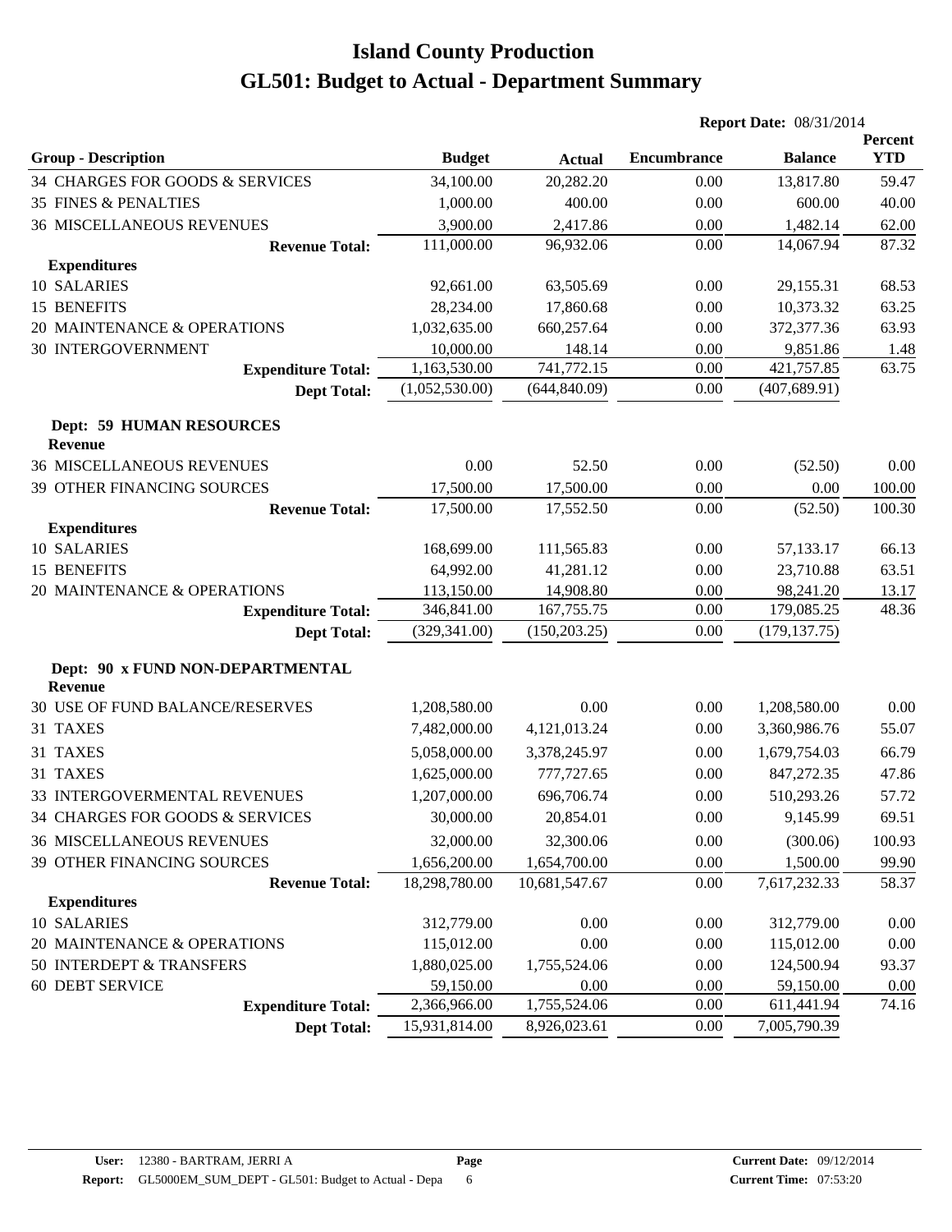# Island County Production
# GL501: Budget to Actual - Department Summary

**Report Date:** 08/31/2014

| Group - Description | Budget | Actual | Encumbrance | Balance | Percent YTD |
|---|---|---|---|---|---|
| 34 CHARGES FOR GOODS & SERVICES | 34,100.00 | 20,282.20 | 0.00 | 13,817.80 | 59.47 |
| 35 FINES & PENALTIES | 1,000.00 | 400.00 | 0.00 | 600.00 | 40.00 |
| 36 MISCELLANEOUS REVENUES | 3,900.00 | 2,417.86 | 0.00 | 1,482.14 | 62.00 |
| **Revenue Total:** | 111,000.00 | 96,932.06 | 0.00 | 14,067.94 | 87.32 |
| **Expenditures** | | | | | |
| 10 SALARIES | 92,661.00 | 63,505.69 | 0.00 | 29,155.31 | 68.53 |
| 15 BENEFITS | 28,234.00 | 17,860.68 | 0.00 | 10,373.32 | 63.25 |
| 20 MAINTENANCE & OPERATIONS | 1,032,635.00 | 660,257.64 | 0.00 | 372,377.36 | 63.93 |
| 30 INTERGOVERNMENT | 10,000.00 | 148.14 | 0.00 | 9,851.86 | 1.48 |
| **Expenditure Total:** | 1,163,530.00 | 741,772.15 | 0.00 | 421,757.85 | 63.75 |
| **Dept Total:** | (1,052,530.00) | (644,840.09) | 0.00 | (407,689.91) | |
| **Dept: 59 HUMAN RESOURCES** | | | | | |
| **Revenue** | | | | | |
| 36 MISCELLANEOUS REVENUES | 0.00 | 52.50 | 0.00 | (52.50) | 0.00 |
| 39 OTHER FINANCING SOURCES | 17,500.00 | 17,500.00 | 0.00 | 0.00 | 100.00 |
| **Revenue Total:** | 17,500.00 | 17,552.50 | 0.00 | (52.50) | 100.30 |
| **Expenditures** | | | | | |
| 10 SALARIES | 168,699.00 | 111,565.83 | 0.00 | 57,133.17 | 66.13 |
| 15 BENEFITS | 64,992.00 | 41,281.12 | 0.00 | 23,710.88 | 63.51 |
| 20 MAINTENANCE & OPERATIONS | 113,150.00 | 14,908.80 | 0.00 | 98,241.20 | 13.17 |
| **Expenditure Total:** | 346,841.00 | 167,755.75 | 0.00 | 179,085.25 | 48.36 |
| **Dept Total:** | (329,341.00) | (150,203.25) | 0.00 | (179,137.75) | |
| **Dept: 90 x FUND NON-DEPARTMENTAL** | | | | | |
| **Revenue** | | | | | |
| 30 USE OF FUND BALANCE/RESERVES | 1,208,580.00 | 0.00 | 0.00 | 1,208,580.00 | 0.00 |
| 31 TAXES | 7,482,000.00 | 4,121,013.24 | 0.00 | 3,360,986.76 | 55.07 |
| 31 TAXES | 5,058,000.00 | 3,378,245.97 | 0.00 | 1,679,754.03 | 66.79 |
| 31 TAXES | 1,625,000.00 | 777,727.65 | 0.00 | 847,272.35 | 47.86 |
| 33 INTERGOVERMENTAL REVENUES | 1,207,000.00 | 696,706.74 | 0.00 | 510,293.26 | 57.72 |
| 34 CHARGES FOR GOODS & SERVICES | 30,000.00 | 20,854.01 | 0.00 | 9,145.99 | 69.51 |
| 36 MISCELLANEOUS REVENUES | 32,000.00 | 32,300.06 | 0.00 | (300.06) | 100.93 |
| 39 OTHER FINANCING SOURCES | 1,656,200.00 | 1,654,700.00 | 0.00 | 1,500.00 | 99.90 |
| **Revenue Total:** | 18,298,780.00 | 10,681,547.67 | 0.00 | 7,617,232.33 | 58.37 |
| **Expenditures** | | | | | |
| 10 SALARIES | 312,779.00 | 0.00 | 0.00 | 312,779.00 | 0.00 |
| 20 MAINTENANCE & OPERATIONS | 115,012.00 | 0.00 | 0.00 | 115,012.00 | 0.00 |
| 50 INTERDEPT & TRANSFERS | 1,880,025.00 | 1,755,524.06 | 0.00 | 124,500.94 | 93.37 |
| 60 DEBT SERVICE | 59,150.00 | 0.00 | 0.00 | 59,150.00 | 0.00 |
| **Expenditure Total:** | 2,366,966.00 | 1,755,524.06 | 0.00 | 611,441.94 | 74.16 |
| **Dept Total:** | 15,931,814.00 | 8,926,023.61 | 0.00 | 7,005,790.39 | |